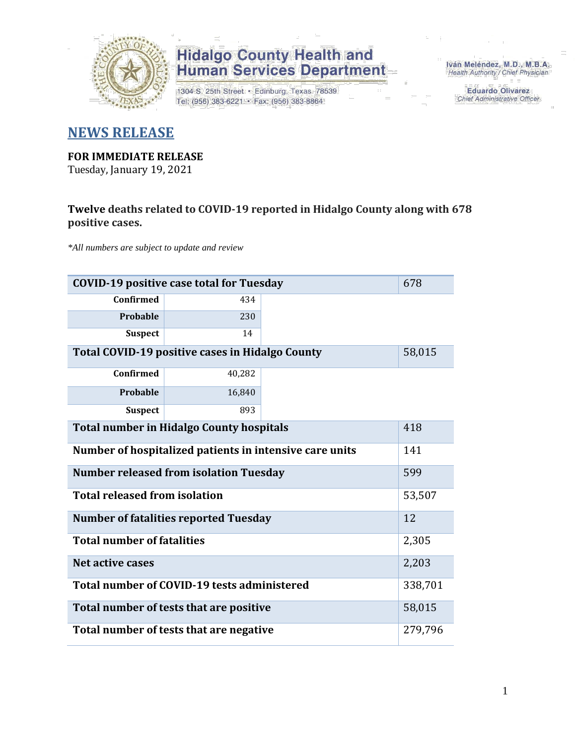Hidalgo County Health and Human Services Department

1304 S. 25th Street • Edinburg, Texas 78539
Tel: (956) 383-6221 • Fax: (956) 383-8864

Iván Meléndez, M.D., M.B.A.
Health Authority / Chief Physician

Eduardo Olivarez
Chief Administrative Officer

## NEWS RELEASE

**FOR IMMEDIATE RELEASE**
Tuesday, January 19, 2021

**Twelve deaths related to COVID-19 reported in Hidalgo County along with 678 positive cases.**

*\*All numbers are subject to update and review*

| COVID-19 positive case total for Tuesday | | 678 |
|---|---|---|
| Confirmed | 434 | |
| Probable | 230 | |
| Suspect | 14 | |
| **Total COVID-19 positive cases in Hidalgo County** | | 58,015 |
| Confirmed | 40,282 | |
| Probable | 16,840 | |
| Suspect | 893 | |
| **Total number in Hidalgo County hospitals** | | 418 |
| **Number of hospitalized patients in intensive care units** | | 141 |
| **Number released from isolation Tuesday** | | 599 |
| **Total released from isolation** | | 53,507 |
| **Number of fatalities reported Tuesday** | | 12 |
| **Total number of fatalities** | | 2,305 |
| **Net active cases** | | 2,203 |
| **Total number of COVID-19 tests administered** | | 338,701 |
| **Total number of tests that are positive** | | 58,015 |
| **Total number of tests that are negative** | | 279,796 |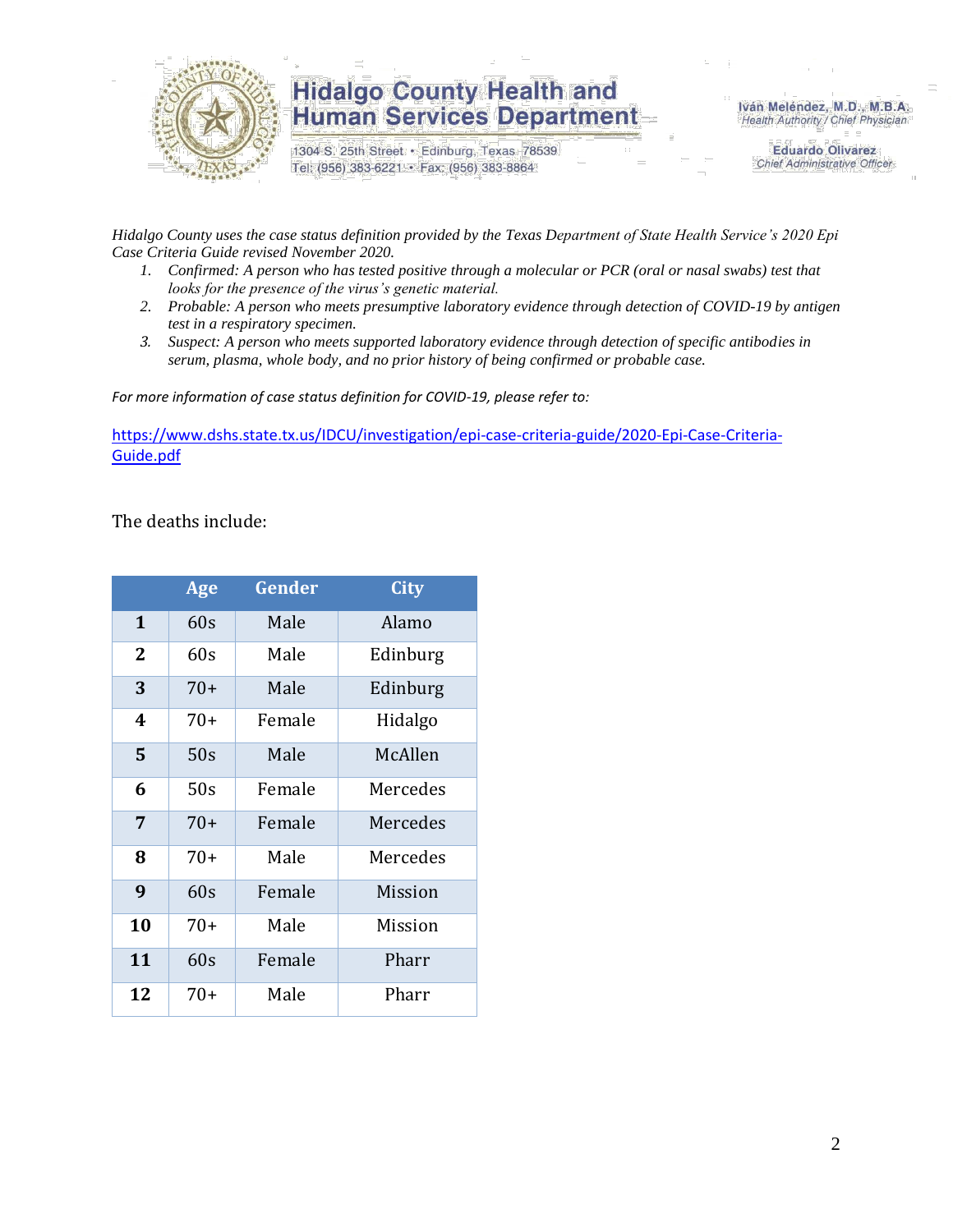# Hidalgo County Health and Human Services Department

1304 S. 25th Street • Edinburg, Texas 78539
Tel: (956) 383-6221 • Fax: (956) 383-8864

Iván Meléndez, M.D., M.B.A.
*Health Authority / Chief Physician*

Eduardo Olivarez
*Chief Administrative Officer*

*Hidalgo County uses the case status definition provided by the Texas Department of State Health Service's 2020 Epi Case Criteria Guide revised November 2020.*

1. *Confirmed: A person who has tested positive through a molecular or PCR (oral or nasal swabs) test that looks for the presence of the virus's genetic material.*
2. *Probable: A person who meets presumptive laboratory evidence through detection of COVID-19 by antigen test in a respiratory specimen.*
3. *Suspect: A person who meets supported laboratory evidence through detection of specific antibodies in serum, plasma, whole body, and no prior history of being confirmed or probable case.*

*For more information of case status definition for COVID-19, please refer to:*

https://www.dshs.state.tx.us/IDCU/investigation/epi-case-criteria-guide/2020-Epi-Case-Criteria-Guide.pdf

The deaths include:

| | Age | Gender | City |
|---|---|---|---|
| **1** | 60s | Male | Alamo |
| **2** | 60s | Male | Edinburg |
| **3** | 70+ | Male | Edinburg |
| **4** | 70+ | Female | Hidalgo |
| **5** | 50s | Male | McAllen |
| **6** | 50s | Female | Mercedes |
| **7** | 70+ | Female | Mercedes |
| **8** | 70+ | Male | Mercedes |
| **9** | 60s | Female | Mission |
| **10** | 70+ | Male | Mission |
| **11** | 60s | Female | Pharr |
| **12** | 70+ | Male | Pharr |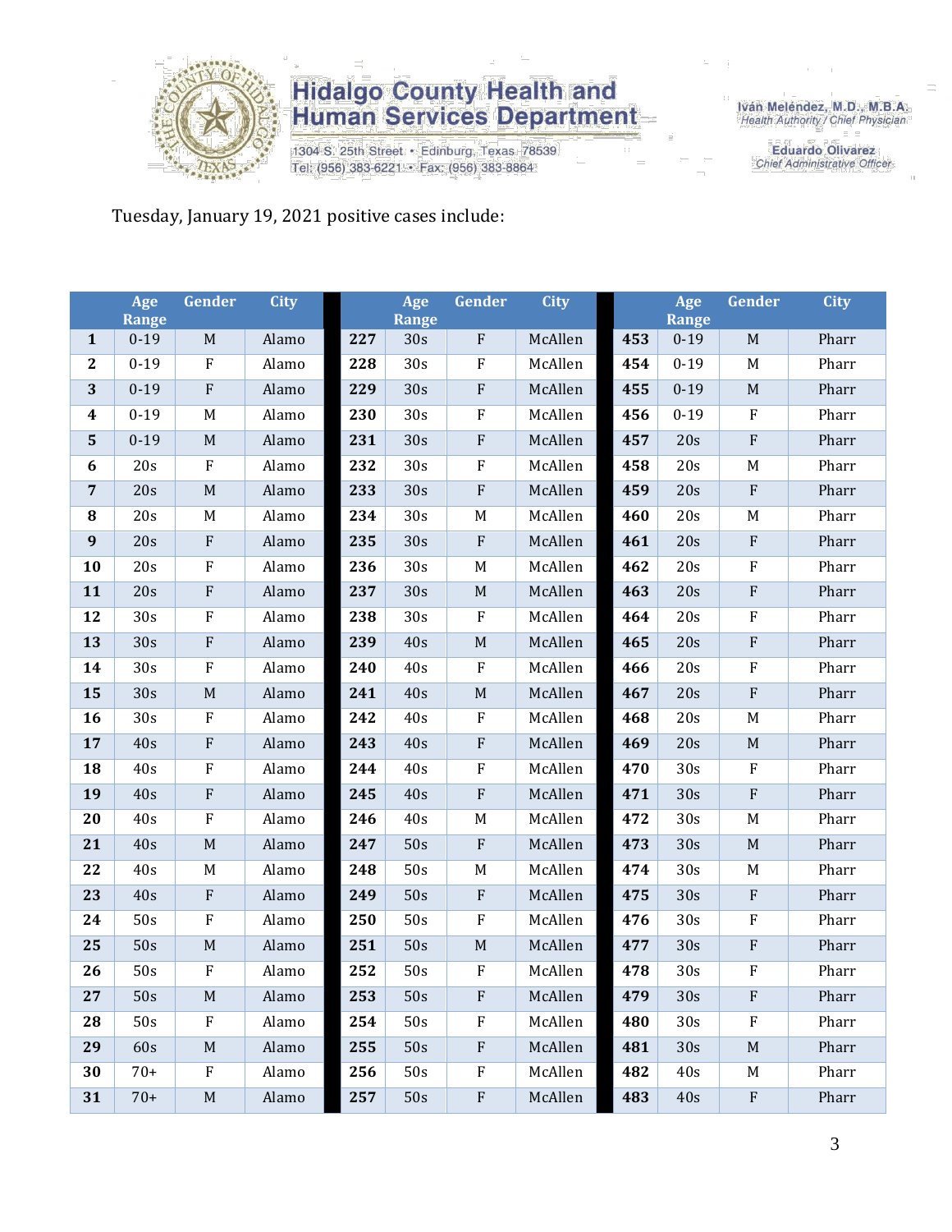Tuesday, January 19, 2021 positive cases include:

| | Age Range | Gender | City | | Age Range | Gender | City | | Age Range | Gender | City |
|---|---|---|---|---|---|---|---|---|---|---|---|
| 1 | 0-19 | M | Alamo | 227 | 30s | F | McAllen | 453 | 0-19 | M | Pharr |
| 2 | 0-19 | F | Alamo | 228 | 30s | F | McAllen | 454 | 0-19 | M | Pharr |
| 3 | 0-19 | F | Alamo | 229 | 30s | F | McAllen | 455 | 0-19 | M | Pharr |
| 4 | 0-19 | M | Alamo | 230 | 30s | F | McAllen | 456 | 0-19 | F | Pharr |
| 5 | 0-19 | M | Alamo | 231 | 30s | F | McAllen | 457 | 20s | F | Pharr |
| 6 | 20s | F | Alamo | 232 | 30s | F | McAllen | 458 | 20s | M | Pharr |
| 7 | 20s | M | Alamo | 233 | 30s | F | McAllen | 459 | 20s | F | Pharr |
| 8 | 20s | M | Alamo | 234 | 30s | M | McAllen | 460 | 20s | M | Pharr |
| 9 | 20s | F | Alamo | 235 | 30s | F | McAllen | 461 | 20s | F | Pharr |
| 10 | 20s | F | Alamo | 236 | 30s | M | McAllen | 462 | 20s | F | Pharr |
| 11 | 20s | F | Alamo | 237 | 30s | M | McAllen | 463 | 20s | F | Pharr |
| 12 | 30s | F | Alamo | 238 | 30s | F | McAllen | 464 | 20s | F | Pharr |
| 13 | 30s | F | Alamo | 239 | 40s | M | McAllen | 465 | 20s | F | Pharr |
| 14 | 30s | F | Alamo | 240 | 40s | F | McAllen | 466 | 20s | F | Pharr |
| 15 | 30s | M | Alamo | 241 | 40s | M | McAllen | 467 | 20s | F | Pharr |
| 16 | 30s | F | Alamo | 242 | 40s | F | McAllen | 468 | 20s | M | Pharr |
| 17 | 40s | F | Alamo | 243 | 40s | F | McAllen | 469 | 20s | M | Pharr |
| 18 | 40s | F | Alamo | 244 | 40s | F | McAllen | 470 | 30s | F | Pharr |
| 19 | 40s | F | Alamo | 245 | 40s | F | McAllen | 471 | 30s | F | Pharr |
| 20 | 40s | F | Alamo | 246 | 40s | M | McAllen | 472 | 30s | M | Pharr |
| 21 | 40s | M | Alamo | 247 | 50s | F | McAllen | 473 | 30s | M | Pharr |
| 22 | 40s | M | Alamo | 248 | 50s | M | McAllen | 474 | 30s | M | Pharr |
| 23 | 40s | F | Alamo | 249 | 50s | F | McAllen | 475 | 30s | F | Pharr |
| 24 | 50s | F | Alamo | 250 | 50s | F | McAllen | 476 | 30s | F | Pharr |
| 25 | 50s | M | Alamo | 251 | 50s | M | McAllen | 477 | 30s | F | Pharr |
| 26 | 50s | F | Alamo | 252 | 50s | F | McAllen | 478 | 30s | F | Pharr |
| 27 | 50s | M | Alamo | 253 | 50s | F | McAllen | 479 | 30s | F | Pharr |
| 28 | 50s | F | Alamo | 254 | 50s | F | McAllen | 480 | 30s | F | Pharr |
| 29 | 60s | M | Alamo | 255 | 50s | F | McAllen | 481 | 30s | M | Pharr |
| 30 | 70+ | F | Alamo | 256 | 50s | F | McAllen | 482 | 40s | M | Pharr |
| 31 | 70+ | M | Alamo | 257 | 50s | F | McAllen | 483 | 40s | F | Pharr |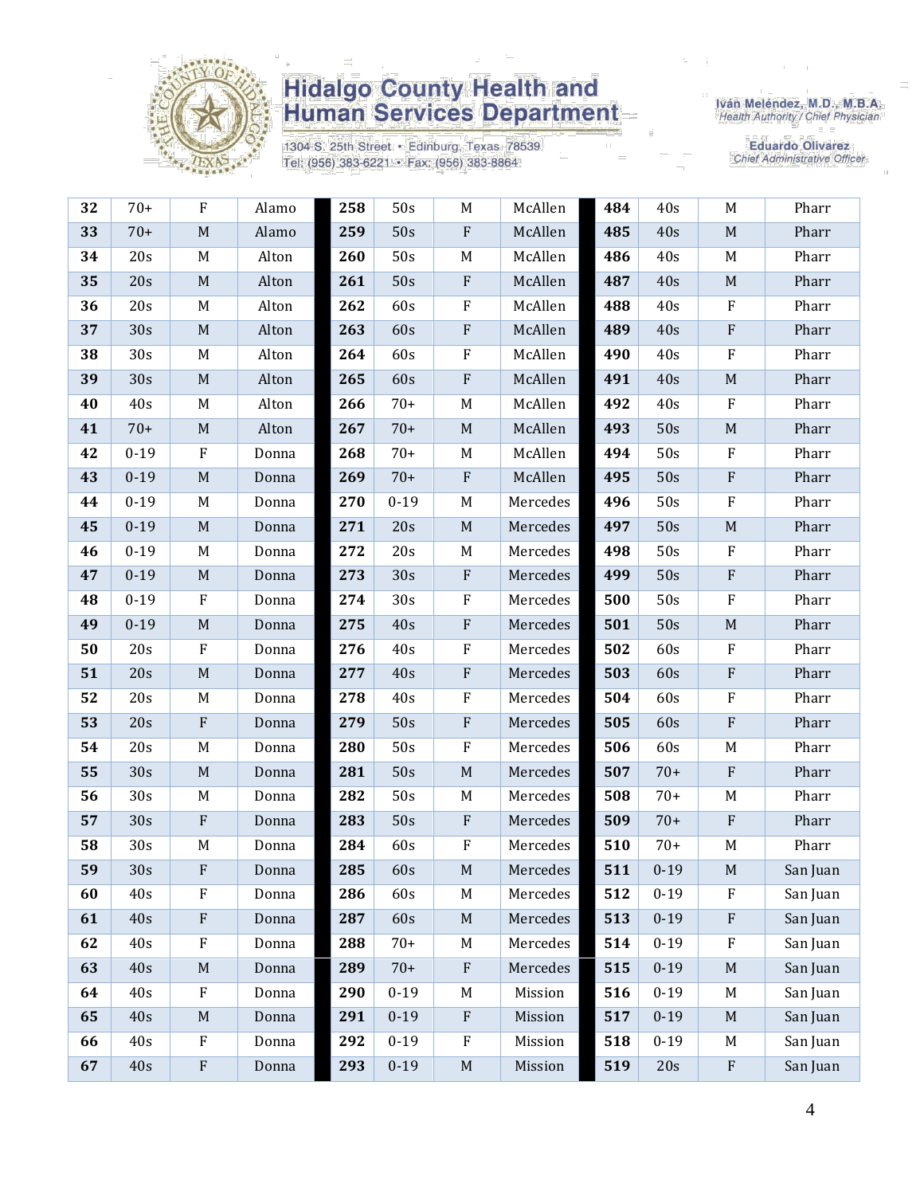| | | | | | | | | | | | |
|---|---|---|---|---|---|---|---|---|---|---|---|
| **32** | 70+ | F | Alamo | **258** | 50s | M | McAllen | **484** | 40s | M | Pharr |
| **33** | 70+ | M | Alamo | **259** | 50s | F | McAllen | **485** | 40s | M | Pharr |
| **34** | 20s | M | Alton | **260** | 50s | M | McAllen | **486** | 40s | M | Pharr |
| **35** | 20s | M | Alton | **261** | 50s | F | McAllen | **487** | 40s | M | Pharr |
| **36** | 20s | M | Alton | **262** | 60s | F | McAllen | **488** | 40s | F | Pharr |
| **37** | 30s | M | Alton | **263** | 60s | F | McAllen | **489** | 40s | F | Pharr |
| **38** | 30s | M | Alton | **264** | 60s | F | McAllen | **490** | 40s | F | Pharr |
| **39** | 30s | M | Alton | **265** | 60s | F | McAllen | **491** | 40s | M | Pharr |
| **40** | 40s | M | Alton | **266** | 70+ | M | McAllen | **492** | 40s | F | Pharr |
| **41** | 70+ | M | Alton | **267** | 70+ | M | McAllen | **493** | 50s | M | Pharr |
| **42** | 0-19 | F | Donna | **268** | 70+ | M | McAllen | **494** | 50s | F | Pharr |
| **43** | 0-19 | M | Donna | **269** | 70+ | F | McAllen | **495** | 50s | F | Pharr |
| **44** | 0-19 | M | Donna | **270** | 0-19 | M | Mercedes | **496** | 50s | F | Pharr |
| **45** | 0-19 | M | Donna | **271** | 20s | M | Mercedes | **497** | 50s | M | Pharr |
| **46** | 0-19 | M | Donna | **272** | 20s | M | Mercedes | **498** | 50s | F | Pharr |
| **47** | 0-19 | M | Donna | **273** | 30s | F | Mercedes | **499** | 50s | F | Pharr |
| **48** | 0-19 | F | Donna | **274** | 30s | F | Mercedes | **500** | 50s | F | Pharr |
| **49** | 0-19 | M | Donna | **275** | 40s | F | Mercedes | **501** | 50s | M | Pharr |
| **50** | 20s | F | Donna | **276** | 40s | F | Mercedes | **502** | 60s | F | Pharr |
| **51** | 20s | M | Donna | **277** | 40s | F | Mercedes | **503** | 60s | F | Pharr |
| **52** | 20s | M | Donna | **278** | 40s | F | Mercedes | **504** | 60s | F | Pharr |
| **53** | 20s | F | Donna | **279** | 50s | F | Mercedes | **505** | 60s | F | Pharr |
| **54** | 20s | M | Donna | **280** | 50s | F | Mercedes | **506** | 60s | M | Pharr |
| **55** | 30s | M | Donna | **281** | 50s | M | Mercedes | **507** | 70+ | F | Pharr |
| **56** | 30s | M | Donna | **282** | 50s | M | Mercedes | **508** | 70+ | M | Pharr |
| **57** | 30s | F | Donna | **283** | 50s | F | Mercedes | **509** | 70+ | F | Pharr |
| **58** | 30s | M | Donna | **284** | 60s | F | Mercedes | **510** | 70+ | M | Pharr |
| **59** | 30s | F | Donna | **285** | 60s | M | Mercedes | **511** | 0-19 | M | San Juan |
| **60** | 40s | F | Donna | **286** | 60s | M | Mercedes | **512** | 0-19 | F | San Juan |
| **61** | 40s | F | Donna | **287** | 60s | M | Mercedes | **513** | 0-19 | F | San Juan |
| **62** | 40s | F | Donna | **288** | 70+ | M | Mercedes | **514** | 0-19 | F | San Juan |
| **63** | 40s | M | Donna | **289** | 70+ | F | Mercedes | **515** | 0-19 | M | San Juan |
| **64** | 40s | F | Donna | **290** | 0-19 | M | Mission | **516** | 0-19 | M | San Juan |
| **65** | 40s | M | Donna | **291** | 0-19 | F | Mission | **517** | 0-19 | M | San Juan |
| **66** | 40s | F | Donna | **292** | 0-19 | F | Mission | **518** | 0-19 | M | San Juan |
| **67** | 40s | F | Donna | **293** | 0-19 | M | Mission | **519** | 20s | F | San Juan |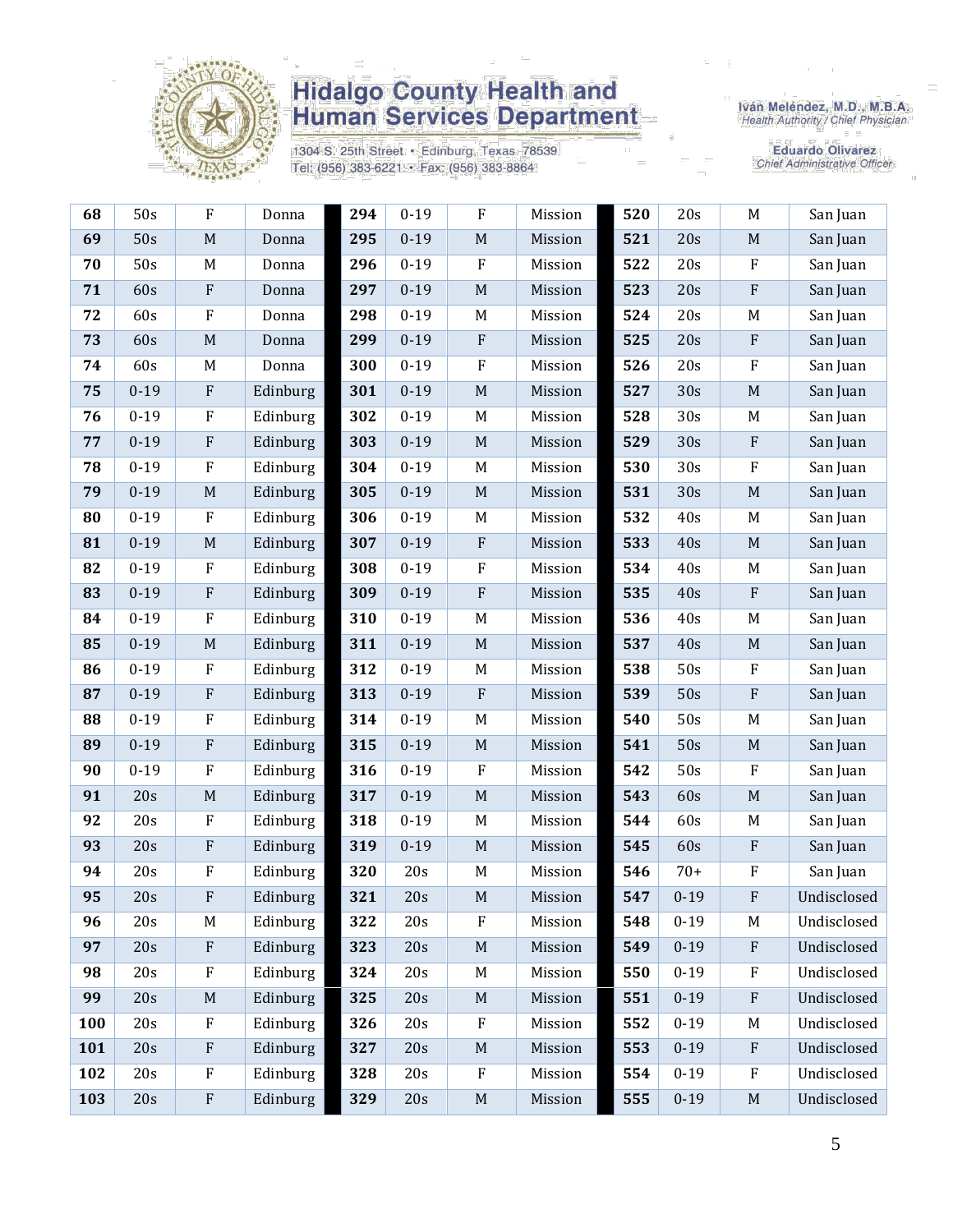# Hidalgo County Health and Human Services Department

1304 S. 25th Street • Edinburg, Texas 78539
Tel: (956) 383-6221 • Fax: (956) 383-8864

Iván Meléndez, M.D., M.B.A.
Health Authority / Chief Physician

Eduardo Olivarez
Chief Administrative Officer

| | | | | | | | | | | | |
|---|---|---|---|---|---|---|---|---|---|---|---|
| **68** | 50s | F | Donna | **294** | 0-19 | F | Mission | **520** | 20s | M | San Juan |
| **69** | 50s | M | Donna | **295** | 0-19 | M | Mission | **521** | 20s | M | San Juan |
| **70** | 50s | M | Donna | **296** | 0-19 | F | Mission | **522** | 20s | F | San Juan |
| **71** | 60s | F | Donna | **297** | 0-19 | M | Mission | **523** | 20s | F | San Juan |
| **72** | 60s | F | Donna | **298** | 0-19 | M | Mission | **524** | 20s | M | San Juan |
| **73** | 60s | M | Donna | **299** | 0-19 | F | Mission | **525** | 20s | F | San Juan |
| **74** | 60s | M | Donna | **300** | 0-19 | F | Mission | **526** | 20s | F | San Juan |
| **75** | 0-19 | F | Edinburg | **301** | 0-19 | M | Mission | **527** | 30s | M | San Juan |
| **76** | 0-19 | F | Edinburg | **302** | 0-19 | M | Mission | **528** | 30s | M | San Juan |
| **77** | 0-19 | F | Edinburg | **303** | 0-19 | M | Mission | **529** | 30s | F | San Juan |
| **78** | 0-19 | F | Edinburg | **304** | 0-19 | M | Mission | **530** | 30s | F | San Juan |
| **79** | 0-19 | M | Edinburg | **305** | 0-19 | M | Mission | **531** | 30s | M | San Juan |
| **80** | 0-19 | F | Edinburg | **306** | 0-19 | M | Mission | **532** | 40s | M | San Juan |
| **81** | 0-19 | M | Edinburg | **307** | 0-19 | F | Mission | **533** | 40s | M | San Juan |
| **82** | 0-19 | F | Edinburg | **308** | 0-19 | F | Mission | **534** | 40s | M | San Juan |
| **83** | 0-19 | F | Edinburg | **309** | 0-19 | F | Mission | **535** | 40s | F | San Juan |
| **84** | 0-19 | F | Edinburg | **310** | 0-19 | M | Mission | **536** | 40s | M | San Juan |
| **85** | 0-19 | M | Edinburg | **311** | 0-19 | M | Mission | **537** | 40s | M | San Juan |
| **86** | 0-19 | F | Edinburg | **312** | 0-19 | M | Mission | **538** | 50s | F | San Juan |
| **87** | 0-19 | F | Edinburg | **313** | 0-19 | F | Mission | **539** | 50s | F | San Juan |
| **88** | 0-19 | F | Edinburg | **314** | 0-19 | M | Mission | **540** | 50s | M | San Juan |
| **89** | 0-19 | F | Edinburg | **315** | 0-19 | M | Mission | **541** | 50s | M | San Juan |
| **90** | 0-19 | F | Edinburg | **316** | 0-19 | F | Mission | **542** | 50s | F | San Juan |
| **91** | 20s | M | Edinburg | **317** | 0-19 | M | Mission | **543** | 60s | M | San Juan |
| **92** | 20s | F | Edinburg | **318** | 0-19 | M | Mission | **544** | 60s | M | San Juan |
| **93** | 20s | F | Edinburg | **319** | 0-19 | M | Mission | **545** | 60s | F | San Juan |
| **94** | 20s | F | Edinburg | **320** | 20s | M | Mission | **546** | 70+ | F | San Juan |
| **95** | 20s | F | Edinburg | **321** | 20s | M | Mission | **547** | 0-19 | F | Undisclosed |
| **96** | 20s | M | Edinburg | **322** | 20s | F | Mission | **548** | 0-19 | M | Undisclosed |
| **97** | 20s | F | Edinburg | **323** | 20s | M | Mission | **549** | 0-19 | F | Undisclosed |
| **98** | 20s | F | Edinburg | **324** | 20s | M | Mission | **550** | 0-19 | F | Undisclosed |
| **99** | 20s | M | Edinburg | **325** | 20s | M | Mission | **551** | 0-19 | F | Undisclosed |
| **100** | 20s | F | Edinburg | **326** | 20s | F | Mission | **552** | 0-19 | M | Undisclosed |
| **101** | 20s | F | Edinburg | **327** | 20s | M | Mission | **553** | 0-19 | F | Undisclosed |
| **102** | 20s | F | Edinburg | **328** | 20s | F | Mission | **554** | 0-19 | F | Undisclosed |
| **103** | 20s | F | Edinburg | **329** | 20s | M | Mission | **555** | 0-19 | M | Undisclosed |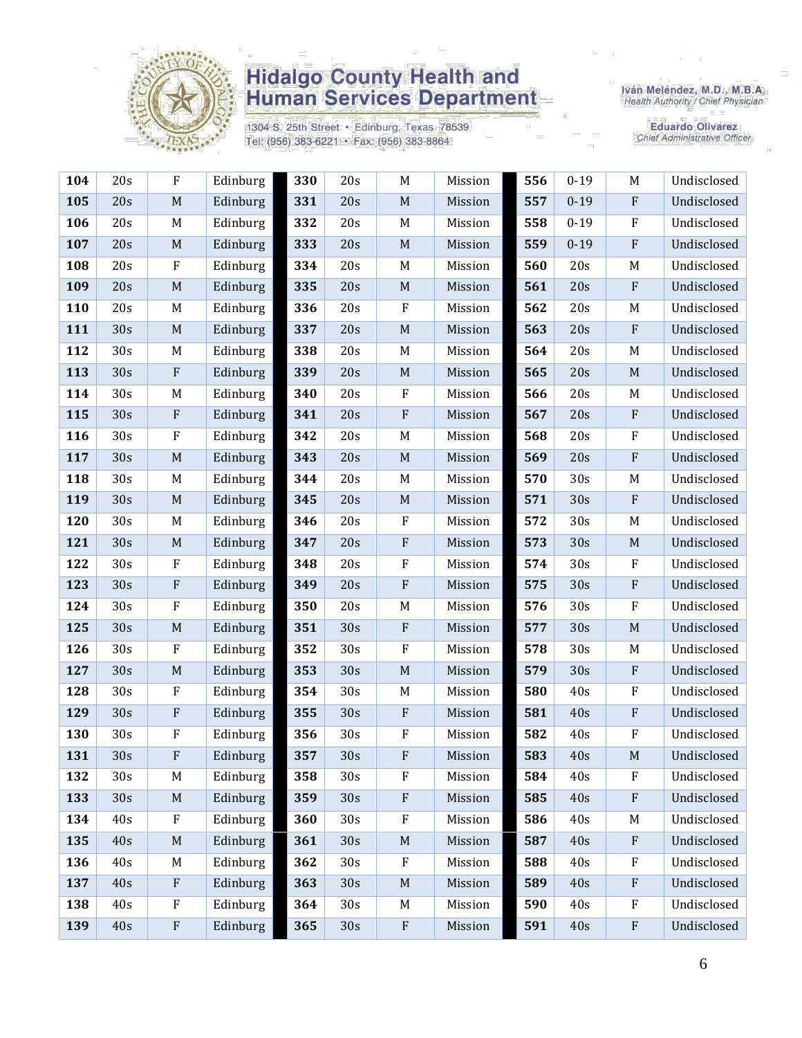# Hidalgo County Health and Human Services Department

1304 S. 25th Street • Edinburg, Texas 78539
Tel: (956) 383-6221 • Fax: (956) 383-8864

Iván Meléndez, M.D., M.B.A.
Health Authority / Chief Physician

Eduardo Olivarez
Chief Administrative Officer

| | | | | | | | | | | | |
|---|---|---|---|---|---|---|---|---|---|---|---|
| **104** | 20s | F | Edinburg | **330** | 20s | M | Mission | **556** | 0-19 | M | Undisclosed |
| **105** | 20s | M | Edinburg | **331** | 20s | M | Mission | **557** | 0-19 | F | Undisclosed |
| **106** | 20s | M | Edinburg | **332** | 20s | M | Mission | **558** | 0-19 | F | Undisclosed |
| **107** | 20s | M | Edinburg | **333** | 20s | M | Mission | **559** | 0-19 | F | Undisclosed |
| **108** | 20s | F | Edinburg | **334** | 20s | M | Mission | **560** | 20s | M | Undisclosed |
| **109** | 20s | M | Edinburg | **335** | 20s | M | Mission | **561** | 20s | F | Undisclosed |
| **110** | 20s | M | Edinburg | **336** | 20s | F | Mission | **562** | 20s | M | Undisclosed |
| **111** | 30s | M | Edinburg | **337** | 20s | M | Mission | **563** | 20s | F | Undisclosed |
| **112** | 30s | M | Edinburg | **338** | 20s | M | Mission | **564** | 20s | M | Undisclosed |
| **113** | 30s | F | Edinburg | **339** | 20s | M | Mission | **565** | 20s | M | Undisclosed |
| **114** | 30s | M | Edinburg | **340** | 20s | F | Mission | **566** | 20s | M | Undisclosed |
| **115** | 30s | F | Edinburg | **341** | 20s | F | Mission | **567** | 20s | F | Undisclosed |
| **116** | 30s | F | Edinburg | **342** | 20s | M | Mission | **568** | 20s | F | Undisclosed |
| **117** | 30s | M | Edinburg | **343** | 20s | M | Mission | **569** | 20s | F | Undisclosed |
| **118** | 30s | M | Edinburg | **344** | 20s | M | Mission | **570** | 30s | M | Undisclosed |
| **119** | 30s | M | Edinburg | **345** | 20s | M | Mission | **571** | 30s | F | Undisclosed |
| **120** | 30s | M | Edinburg | **346** | 20s | F | Mission | **572** | 30s | M | Undisclosed |
| **121** | 30s | M | Edinburg | **347** | 20s | F | Mission | **573** | 30s | M | Undisclosed |
| **122** | 30s | F | Edinburg | **348** | 20s | F | Mission | **574** | 30s | F | Undisclosed |
| **123** | 30s | F | Edinburg | **349** | 20s | F | Mission | **575** | 30s | F | Undisclosed |
| **124** | 30s | F | Edinburg | **350** | 20s | M | Mission | **576** | 30s | F | Undisclosed |
| **125** | 30s | M | Edinburg | **351** | 30s | F | Mission | **577** | 30s | M | Undisclosed |
| **126** | 30s | F | Edinburg | **352** | 30s | F | Mission | **578** | 30s | M | Undisclosed |
| **127** | 30s | M | Edinburg | **353** | 30s | M | Mission | **579** | 30s | F | Undisclosed |
| **128** | 30s | F | Edinburg | **354** | 30s | M | Mission | **580** | 40s | F | Undisclosed |
| **129** | 30s | F | Edinburg | **355** | 30s | F | Mission | **581** | 40s | F | Undisclosed |
| **130** | 30s | F | Edinburg | **356** | 30s | F | Mission | **582** | 40s | F | Undisclosed |
| **131** | 30s | F | Edinburg | **357** | 30s | F | Mission | **583** | 40s | M | Undisclosed |
| **132** | 30s | M | Edinburg | **358** | 30s | F | Mission | **584** | 40s | F | Undisclosed |
| **133** | 30s | M | Edinburg | **359** | 30s | F | Mission | **585** | 40s | F | Undisclosed |
| **134** | 40s | F | Edinburg | **360** | 30s | F | Mission | **586** | 40s | M | Undisclosed |
| **135** | 40s | M | Edinburg | **361** | 30s | M | Mission | **587** | 40s | F | Undisclosed |
| **136** | 40s | M | Edinburg | **362** | 30s | F | Mission | **588** | 40s | F | Undisclosed |
| **137** | 40s | F | Edinburg | **363** | 30s | M | Mission | **589** | 40s | F | Undisclosed |
| **138** | 40s | F | Edinburg | **364** | 30s | M | Mission | **590** | 40s | F | Undisclosed |
| **139** | 40s | F | Edinburg | **365** | 30s | F | Mission | **591** | 40s | F | Undisclosed |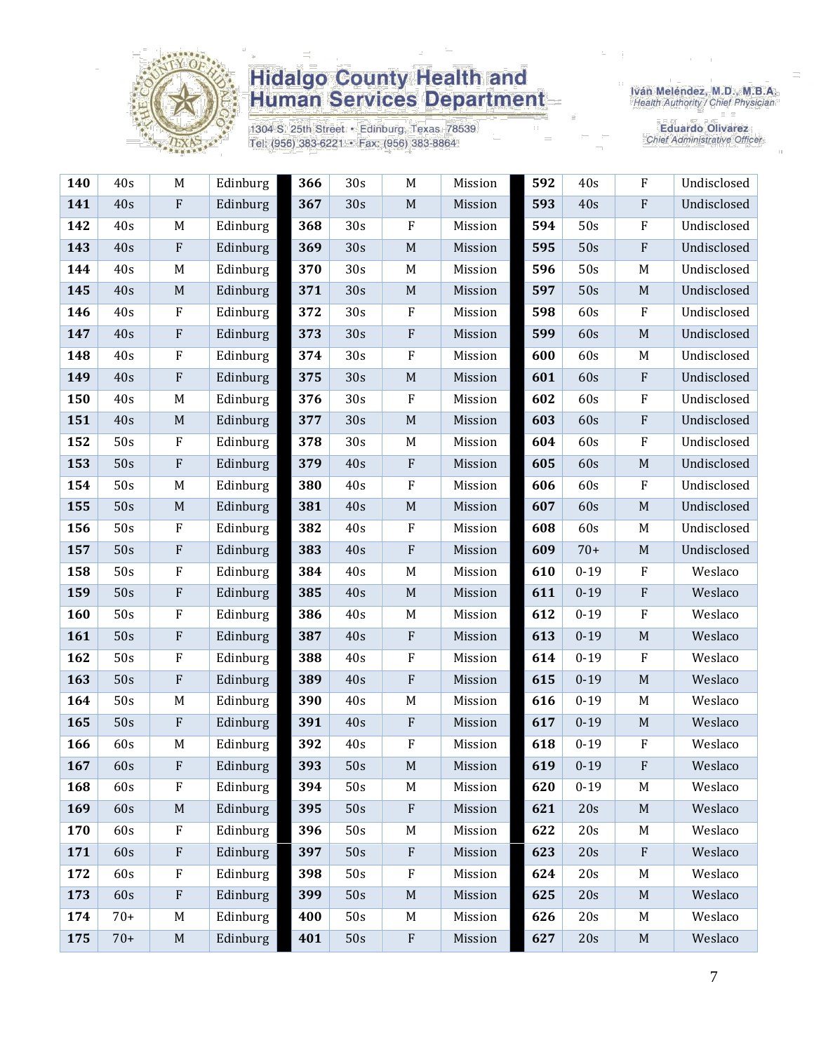| | | | | | | | | | | | |
|---|---|---|---|---|---|---|---|---|---|---|---|
| **140** | 40s | M | Edinburg | **366** | 30s | M | Mission | **592** | 40s | F | Undisclosed |
| **141** | 40s | F | Edinburg | **367** | 30s | M | Mission | **593** | 40s | F | Undisclosed |
| **142** | 40s | M | Edinburg | **368** | 30s | F | Mission | **594** | 50s | F | Undisclosed |
| **143** | 40s | F | Edinburg | **369** | 30s | M | Mission | **595** | 50s | F | Undisclosed |
| **144** | 40s | M | Edinburg | **370** | 30s | M | Mission | **596** | 50s | M | Undisclosed |
| **145** | 40s | M | Edinburg | **371** | 30s | M | Mission | **597** | 50s | M | Undisclosed |
| **146** | 40s | F | Edinburg | **372** | 30s | F | Mission | **598** | 60s | F | Undisclosed |
| **147** | 40s | F | Edinburg | **373** | 30s | F | Mission | **599** | 60s | M | Undisclosed |
| **148** | 40s | F | Edinburg | **374** | 30s | F | Mission | **600** | 60s | M | Undisclosed |
| **149** | 40s | F | Edinburg | **375** | 30s | M | Mission | **601** | 60s | F | Undisclosed |
| **150** | 40s | M | Edinburg | **376** | 30s | F | Mission | **602** | 60s | F | Undisclosed |
| **151** | 40s | M | Edinburg | **377** | 30s | M | Mission | **603** | 60s | F | Undisclosed |
| **152** | 50s | F | Edinburg | **378** | 30s | M | Mission | **604** | 60s | F | Undisclosed |
| **153** | 50s | F | Edinburg | **379** | 40s | F | Mission | **605** | 60s | M | Undisclosed |
| **154** | 50s | M | Edinburg | **380** | 40s | F | Mission | **606** | 60s | F | Undisclosed |
| **155** | 50s | M | Edinburg | **381** | 40s | M | Mission | **607** | 60s | M | Undisclosed |
| **156** | 50s | F | Edinburg | **382** | 40s | F | Mission | **608** | 60s | M | Undisclosed |
| **157** | 50s | F | Edinburg | **383** | 40s | F | Mission | **609** | 70+ | M | Undisclosed |
| **158** | 50s | F | Edinburg | **384** | 40s | M | Mission | **610** | 0-19 | F | Weslaco |
| **159** | 50s | F | Edinburg | **385** | 40s | M | Mission | **611** | 0-19 | F | Weslaco |
| **160** | 50s | F | Edinburg | **386** | 40s | M | Mission | **612** | 0-19 | F | Weslaco |
| **161** | 50s | F | Edinburg | **387** | 40s | F | Mission | **613** | 0-19 | M | Weslaco |
| **162** | 50s | F | Edinburg | **388** | 40s | F | Mission | **614** | 0-19 | F | Weslaco |
| **163** | 50s | F | Edinburg | **389** | 40s | F | Mission | **615** | 0-19 | M | Weslaco |
| **164** | 50s | M | Edinburg | **390** | 40s | M | Mission | **616** | 0-19 | M | Weslaco |
| **165** | 50s | F | Edinburg | **391** | 40s | F | Mission | **617** | 0-19 | M | Weslaco |
| **166** | 60s | M | Edinburg | **392** | 40s | F | Mission | **618** | 0-19 | F | Weslaco |
| **167** | 60s | F | Edinburg | **393** | 50s | M | Mission | **619** | 0-19 | F | Weslaco |
| **168** | 60s | F | Edinburg | **394** | 50s | M | Mission | **620** | 0-19 | M | Weslaco |
| **169** | 60s | M | Edinburg | **395** | 50s | F | Mission | **621** | 20s | M | Weslaco |
| **170** | 60s | F | Edinburg | **396** | 50s | M | Mission | **622** | 20s | M | Weslaco |
| **171** | 60s | F | Edinburg | **397** | 50s | F | Mission | **623** | 20s | F | Weslaco |
| **172** | 60s | F | Edinburg | **398** | 50s | F | Mission | **624** | 20s | M | Weslaco |
| **173** | 60s | F | Edinburg | **399** | 50s | M | Mission | **625** | 20s | M | Weslaco |
| **174** | 70+ | M | Edinburg | **400** | 50s | M | Mission | **626** | 20s | M | Weslaco |
| **175** | 70+ | M | Edinburg | **401** | 50s | F | Mission | **627** | 20s | M | Weslaco |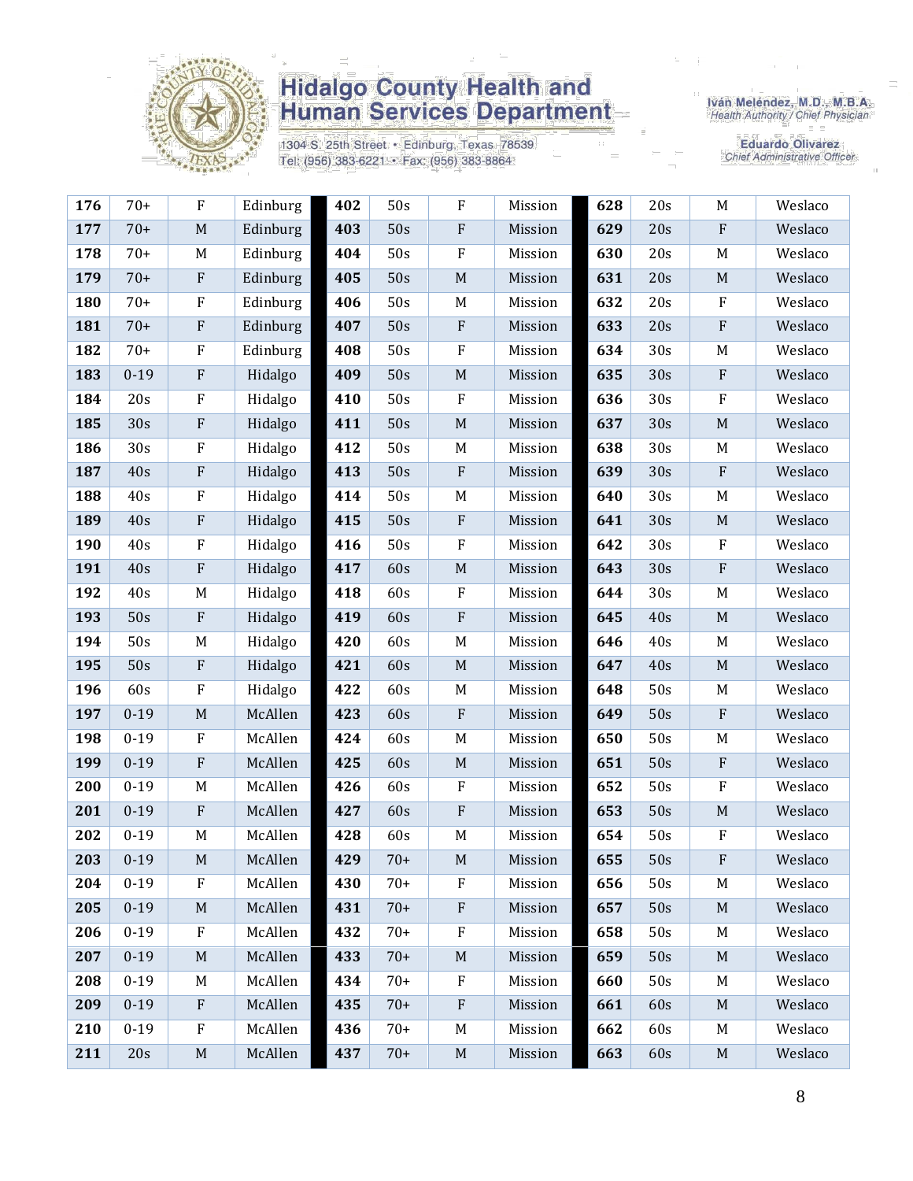| 176 | 70+ | F | Edinburg | 402 | 50s | F | Mission | 628 | 20s | M | Weslaco |
|---|---|---|---|---|---|---|---|---|---|---|---|
| 177 | 70+ | M | Edinburg | 403 | 50s | F | Mission | 629 | 20s | F | Weslaco |
| 178 | 70+ | M | Edinburg | 404 | 50s | F | Mission | 630 | 20s | M | Weslaco |
| 179 | 70+ | F | Edinburg | 405 | 50s | M | Mission | 631 | 20s | M | Weslaco |
| 180 | 70+ | F | Edinburg | 406 | 50s | M | Mission | 632 | 20s | F | Weslaco |
| 181 | 70+ | F | Edinburg | 407 | 50s | F | Mission | 633 | 20s | F | Weslaco |
| 182 | 70+ | F | Edinburg | 408 | 50s | F | Mission | 634 | 30s | M | Weslaco |
| 183 | 0-19 | F | Hidalgo | 409 | 50s | M | Mission | 635 | 30s | F | Weslaco |
| 184 | 20s | F | Hidalgo | 410 | 50s | F | Mission | 636 | 30s | F | Weslaco |
| 185 | 30s | F | Hidalgo | 411 | 50s | M | Mission | 637 | 30s | M | Weslaco |
| 186 | 30s | F | Hidalgo | 412 | 50s | M | Mission | 638 | 30s | M | Weslaco |
| 187 | 40s | F | Hidalgo | 413 | 50s | F | Mission | 639 | 30s | F | Weslaco |
| 188 | 40s | F | Hidalgo | 414 | 50s | M | Mission | 640 | 30s | M | Weslaco |
| 189 | 40s | F | Hidalgo | 415 | 50s | F | Mission | 641 | 30s | M | Weslaco |
| 190 | 40s | F | Hidalgo | 416 | 50s | F | Mission | 642 | 30s | F | Weslaco |
| 191 | 40s | F | Hidalgo | 417 | 60s | M | Mission | 643 | 30s | F | Weslaco |
| 192 | 40s | M | Hidalgo | 418 | 60s | F | Mission | 644 | 30s | M | Weslaco |
| 193 | 50s | F | Hidalgo | 419 | 60s | F | Mission | 645 | 40s | M | Weslaco |
| 194 | 50s | M | Hidalgo | 420 | 60s | M | Mission | 646 | 40s | M | Weslaco |
| 195 | 50s | F | Hidalgo | 421 | 60s | M | Mission | 647 | 40s | M | Weslaco |
| 196 | 60s | F | Hidalgo | 422 | 60s | M | Mission | 648 | 50s | M | Weslaco |
| 197 | 0-19 | M | McAllen | 423 | 60s | F | Mission | 649 | 50s | F | Weslaco |
| 198 | 0-19 | F | McAllen | 424 | 60s | M | Mission | 650 | 50s | M | Weslaco |
| 199 | 0-19 | F | McAllen | 425 | 60s | M | Mission | 651 | 50s | F | Weslaco |
| 200 | 0-19 | M | McAllen | 426 | 60s | F | Mission | 652 | 50s | F | Weslaco |
| 201 | 0-19 | F | McAllen | 427 | 60s | F | Mission | 653 | 50s | M | Weslaco |
| 202 | 0-19 | M | McAllen | 428 | 60s | M | Mission | 654 | 50s | F | Weslaco |
| 203 | 0-19 | M | McAllen | 429 | 70+ | M | Mission | 655 | 50s | F | Weslaco |
| 204 | 0-19 | F | McAllen | 430 | 70+ | F | Mission | 656 | 50s | M | Weslaco |
| 205 | 0-19 | M | McAllen | 431 | 70+ | F | Mission | 657 | 50s | M | Weslaco |
| 206 | 0-19 | F | McAllen | 432 | 70+ | F | Mission | 658 | 50s | M | Weslaco |
| 207 | 0-19 | M | McAllen | 433 | 70+ | M | Mission | 659 | 50s | M | Weslaco |
| 208 | 0-19 | M | McAllen | 434 | 70+ | F | Mission | 660 | 50s | M | Weslaco |
| 209 | 0-19 | F | McAllen | 435 | 70+ | F | Mission | 661 | 60s | M | Weslaco |
| 210 | 0-19 | F | McAllen | 436 | 70+ | M | Mission | 662 | 60s | M | Weslaco |
| 211 | 20s | M | McAllen | 437 | 70+ | M | Mission | 663 | 60s | M | Weslaco |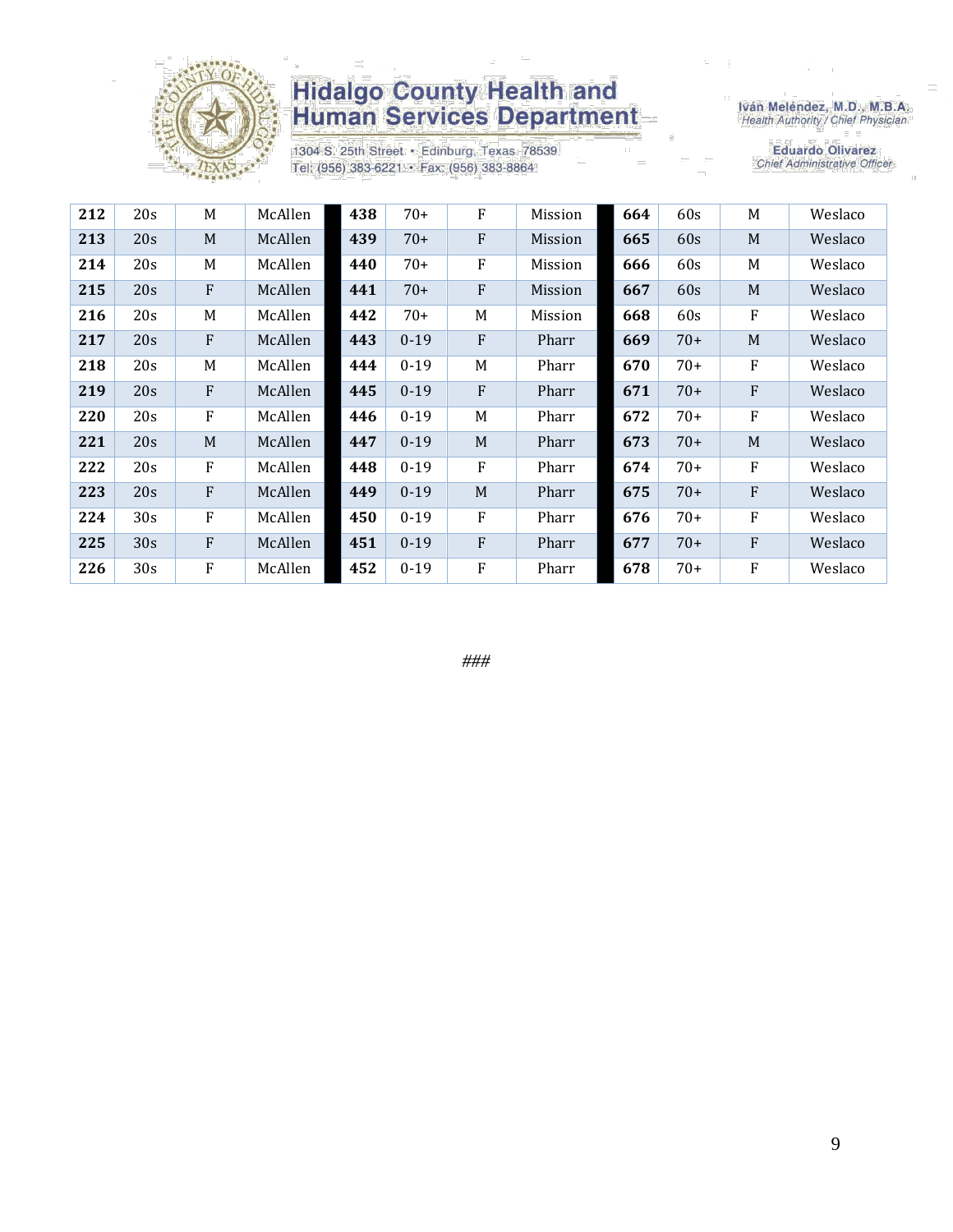| | | | | | | | | | | | |
|---|---|---|---|---|---|---|---|---|---|---|---|
| **212** | 20s | M | McAllen | **438** | 70+ | F | Mission | **664** | 60s | M | Weslaco |
| **213** | 20s | M | McAllen | **439** | 70+ | F | Mission | **665** | 60s | M | Weslaco |
| **214** | 20s | M | McAllen | **440** | 70+ | F | Mission | **666** | 60s | M | Weslaco |
| **215** | 20s | F | McAllen | **441** | 70+ | F | Mission | **667** | 60s | M | Weslaco |
| **216** | 20s | M | McAllen | **442** | 70+ | M | Mission | **668** | 60s | F | Weslaco |
| **217** | 20s | F | McAllen | **443** | 0-19 | F | Pharr | **669** | 70+ | M | Weslaco |
| **218** | 20s | M | McAllen | **444** | 0-19 | M | Pharr | **670** | 70+ | F | Weslaco |
| **219** | 20s | F | McAllen | **445** | 0-19 | F | Pharr | **671** | 70+ | F | Weslaco |
| **220** | 20s | F | McAllen | **446** | 0-19 | M | Pharr | **672** | 70+ | F | Weslaco |
| **221** | 20s | M | McAllen | **447** | 0-19 | M | Pharr | **673** | 70+ | M | Weslaco |
| **222** | 20s | F | McAllen | **448** | 0-19 | F | Pharr | **674** | 70+ | F | Weslaco |
| **223** | 20s | F | McAllen | **449** | 0-19 | M | Pharr | **675** | 70+ | F | Weslaco |
| **224** | 30s | F | McAllen | **450** | 0-19 | F | Pharr | **676** | 70+ | F | Weslaco |
| **225** | 30s | F | McAllen | **451** | 0-19 | F | Pharr | **677** | 70+ | F | Weslaco |
| **226** | 30s | F | McAllen | **452** | 0-19 | F | Pharr | **678** | 70+ | F | Weslaco |

###